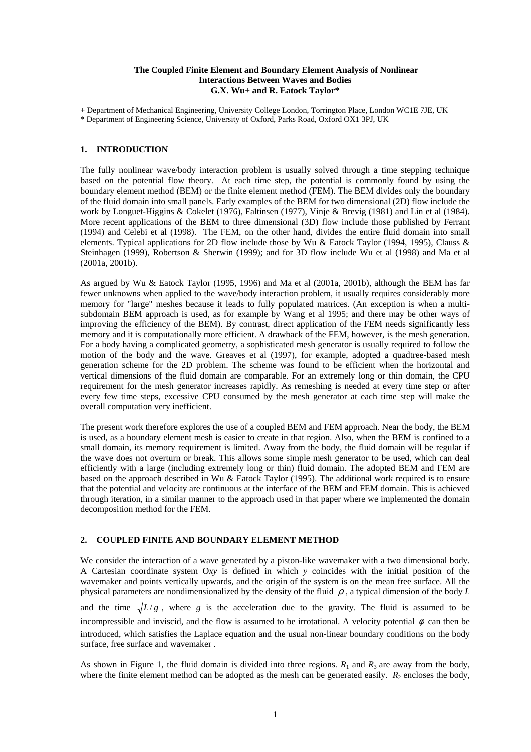**The Coupled Finite Element and Boundary Element Analysis of Nonlinear Interactions Between Waves and Bodies**
**G.X. Wu+ and R. Eatock Taylor***

+ Department of Mechanical Engineering, University College London, Torrington Place, London WC1E 7JE, UK

* Department of Engineering Science, University of Oxford, Parks Road, Oxford OX1 3PJ, UK

## 1. INTRODUCTION

The fully nonlinear wave/body interaction problem is usually solved through a time stepping technique based on the potential flow theory. At each time step, the potential is commonly found by using the boundary element method (BEM) or the finite element method (FEM). The BEM divides only the boundary of the fluid domain into small panels. Early examples of the BEM for two dimensional (2D) flow include the work by Longuet-Higgins & Cokelet (1976), Faltinsen (1977), Vinje & Brevig (1981) and Lin et al (1984). More recent applications of the BEM to three dimensional (3D) flow include those published by Ferrant (1994) and Celebi et al (1998). The FEM, on the other hand, divides the entire fluid domain into small elements. Typical applications for 2D flow include those by Wu & Eatock Taylor (1994, 1995), Clauss & Steinhagen (1999), Robertson & Sherwin (1999); and for 3D flow include Wu et al (1998) and Ma et al (2001a, 2001b).

As argued by Wu & Eatock Taylor (1995, 1996) and Ma et al (2001a, 2001b), although the BEM has far fewer unknowns when applied to the wave/body interaction problem, it usually requires considerably more memory for "large" meshes because it leads to fully populated matrices. (An exception is when a multi-subdomain BEM approach is used, as for example by Wang et al 1995; and there may be other ways of improving the efficiency of the BEM). By contrast, direct application of the FEM needs significantly less memory and it is computationally more efficient. A drawback of the FEM, however, is the mesh generation. For a body having a complicated geometry, a sophisticated mesh generator is usually required to follow the motion of the body and the wave. Greaves et al (1997), for example, adopted a quadtree-based mesh generation scheme for the 2D problem. The scheme was found to be efficient when the horizontal and vertical dimensions of the fluid domain are comparable. For an extremely long or thin domain, the CPU requirement for the mesh generator increases rapidly. As remeshing is needed at every time step or after every few time steps, excessive CPU consumed by the mesh generator at each time step will make the overall computation very inefficient.

The present work therefore explores the use of a coupled BEM and FEM approach. Near the body, the BEM is used, as a boundary element mesh is easier to create in that region. Also, when the BEM is confined to a small domain, its memory requirement is limited. Away from the body, the fluid domain will be regular if the wave does not overturn or break. This allows some simple mesh generator to be used, which can deal efficiently with a large (including extremely long or thin) fluid domain. The adopted BEM and FEM are based on the approach described in Wu & Eatock Taylor (1995). The additional work required is to ensure that the potential and velocity are continuous at the interface of the BEM and FEM domain. This is achieved through iteration, in a similar manner to the approach used in that paper where we implemented the domain decomposition method for the FEM.

## 2. COUPLED FINITE AND BOUNDARY ELEMENT METHOD

We consider the interaction of a wave generated by a piston-like wavemaker with a two dimensional body. A Cartesian coordinate system O*xy* is defined in which *y* coincides with the initial position of the wavemaker and points vertically upwards, and the origin of the system is on the mean free surface. All the physical parameters are nondimensionalized by the density of the fluid $\rho$, a typical dimension of the body *L* and the time $\sqrt{L/g}$, where *g* is the acceleration due to the gravity. The fluid is assumed to be incompressible and inviscid, and the flow is assumed to be irrotational. A velocity potential $\phi$ can then be introduced, which satisfies the Laplace equation and the usual non-linear boundary conditions on the body surface, free surface and wavemaker .

As shown in Figure 1, the fluid domain is divided into three regions. $R_1$ and $R_3$ are away from the body, where the finite element method can be adopted as the mesh can be generated easily. $R_2$ encloses the body,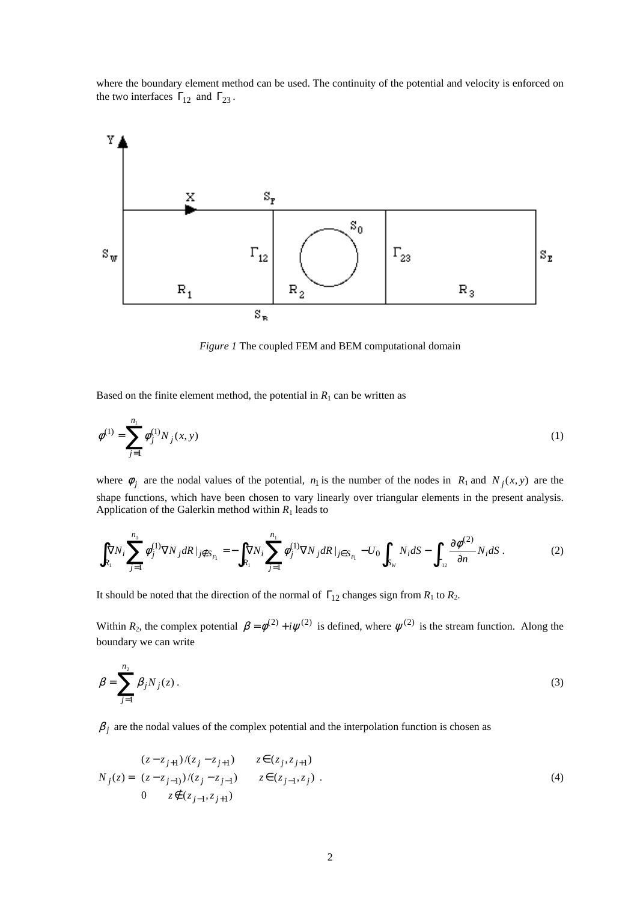where the boundary element method can be used. The continuity of the potential and velocity is enforced on the two interfaces $\Gamma_{12}$ and $\Gamma_{23}$.

*Figure 1* The coupled FEM and BEM computational domain

Based on the finite element method, the potential in $R_1$ can be written as

$$\phi^{(1)} = \sum_{j=1}^{n_1} \phi_j^{(1)} N_j(x, y) \tag{1}$$

where $\phi_j$ are the nodal values of the potential, $n_1$ is the number of the nodes in $R_1$ and $N_j(x, y)$ are the shape functions, which have been chosen to vary linearly over triangular elements in the present analysis. Application of the Galerkin method within $R_1$ leads to

$$\int_{R_1} \nabla N_i \sum_{j=1}^{n_1} \phi_j^{(1)} \nabla N_j dR \,|_{j \notin S_{F_1}} = -\int_{R_1} \nabla N_i \sum_{j=1}^{n_1} \phi_j^{(1)} \nabla N_j dR \,|_{j \in S_{F_1}} - U_0 \int_{S_W} N_i dS - \int_{\Gamma_{12}} \frac{\partial \phi^{(2)}}{\partial n} N_i dS \,. \tag{2}$$

It should be noted that the direction of the normal of $\Gamma_{12}$ changes sign from $R_1$ to $R_2$.

Within $R_2$, the complex potential $\beta = \phi^{(2)} + i\psi^{(2)}$ is defined, where $\psi^{(2)}$ is the stream function. Along the boundary we can write

$$\beta = \sum_{j=1}^{n_2} \beta_j N_j(z) \,. \tag{3}$$

$\beta_j$ are the nodal values of the complex potential and the interpolation function is chosen as

$$N_j(z) = \begin{cases} (z - z_{j+1})/(z_j - z_{j+1}) & z \in (z_j, z_{j+1}) \\ (z - z_{j-1})/(z_j - z_{j-1}) & z \in (z_{j-1}, z_j) \\ 0 & z \notin (z_{j-1}, z_{j+1}) \end{cases} \,. \tag{4}$$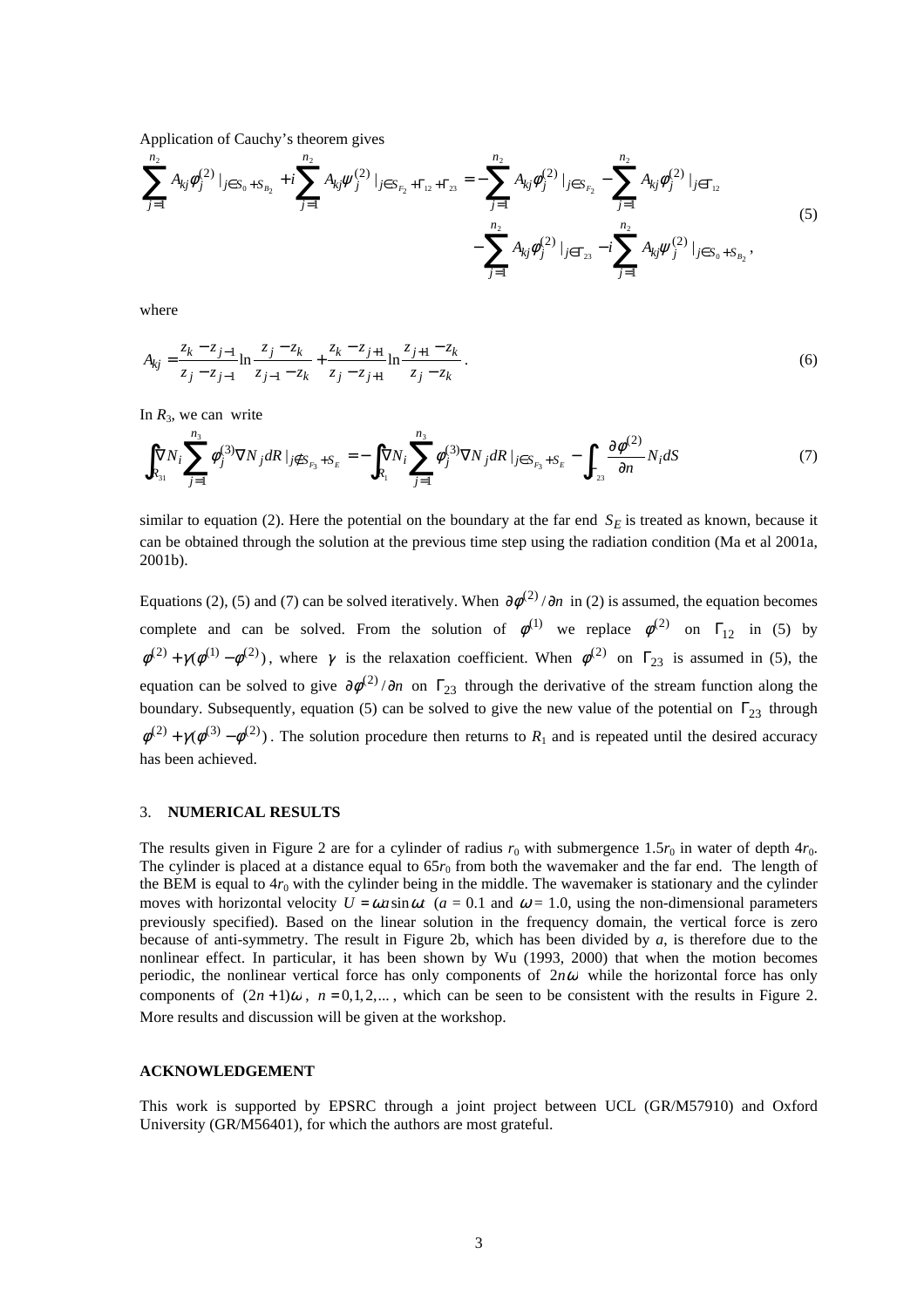Application of Cauchy's theorem gives

$$\sum_{j=1}^{n_2} A_{kj}\phi_j^{(2)}|_{j\in S_0+S_{B_2}} + i\sum_{j=1}^{n_2} A_{kj}\psi_j^{(2)}|_{j\in S_{F_2}+\Gamma_{12}+\Gamma_{23}} = -\sum_{j=1}^{n_2} A_{kj}\phi_j^{(2)}|_{j\in S_{F_2}} - \sum_{j=1}^{n_2} A_{kj}\phi_j^{(2)}|_{j\in\Gamma_{12}} - \sum_{j=1}^{n_2} A_{kj}\phi_j^{(2)}|_{j\in\Gamma_{23}} - i\sum_{j=1}^{n_2} A_{kj}\psi_j^{(2)}|_{j\in S_0+S_{B_2}}, \tag{5}$$

where

$$A_{kj} = \frac{z_k - z_{j-1}}{z_j - z_{j-1}}\ln\frac{z_j - z_k}{z_{j-1} - z_k} + \frac{z_k - z_{j+1}}{z_j - z_{j+1}}\ln\frac{z_{j+1} - z_k}{z_j - z_k}. \tag{6}$$

In $R_3$, we can write

$$\iint_{R_{31}} \nabla N_i \sum_{j=1}^{n_3} \phi_j^{(3)}\nabla N_j dR\,|_{j\notin S_{F_3}+S_E} = -\iint_{R_1} \nabla N_i \sum_{j=1}^{n_3} \phi_j^{(3)}\nabla N_j dR\,|_{j\in S_{F_3}+S_E} - \int_{\Gamma_{23}} \frac{\partial\phi^{(2)}}{\partial n} N_i dS \tag{7}$$

similar to equation (2). Here the potential on the boundary at the far end $S_E$ is treated as known, because it can be obtained through the solution at the previous time step using the radiation condition (Ma et al 2001a, 2001b).

Equations (2), (5) and (7) can be solved iteratively. When $\partial\phi^{(2)}/\partial n$ in (2) is assumed, the equation becomes complete and can be solved. From the solution of $\phi^{(1)}$ we replace $\phi^{(2)}$ on $\Gamma_{12}$ in (5) by $\phi^{(2)} + \gamma(\phi^{(1)} - \phi^{(2)})$, where $\gamma$ is the relaxation coefficient. When $\phi^{(2)}$ on $\Gamma_{23}$ is assumed in (5), the equation can be solved to give $\partial\phi^{(2)}/\partial n$ on $\Gamma_{23}$ through the derivative of the stream function along the boundary. Subsequently, equation (5) can be solved to give the new value of the potential on $\Gamma_{23}$ through $\phi^{(2)} + \gamma(\phi^{(3)} - \phi^{(2)})$. The solution procedure then returns to $R_1$ and is repeated until the desired accuracy has been achieved.

## 3. NUMERICAL RESULTS

The results given in Figure 2 are for a cylinder of radius $r_0$ with submergence $1.5r_0$ in water of depth $4r_0$. The cylinder is placed at a distance equal to $65r_0$ from both the wavemaker and the far end. The length of the BEM is equal to $4r_0$ with the cylinder being in the middle. The wavemaker is stationary and the cylinder moves with horizontal velocity $U = \omega a \sin\omega t$ ($a = 0.1$ and $\omega = 1.0$, using the non-dimensional parameters previously specified). Based on the linear solution in the frequency domain, the vertical force is zero because of anti-symmetry. The result in Figure 2b, which has been divided by $a$, is therefore due to the nonlinear effect. In particular, it has been shown by Wu (1993, 2000) that when the motion becomes periodic, the nonlinear vertical force has only components of $2n\omega$ while the horizontal force has only components of $(2n+1)\omega$, $n = 0,1,2,...$, which can be seen to be consistent with the results in Figure 2. More results and discussion will be given at the workshop.

## ACKNOWLEDGEMENT

This work is supported by EPSRC through a joint project between UCL (GR/M57910) and Oxford University (GR/M56401), for which the authors are most grateful.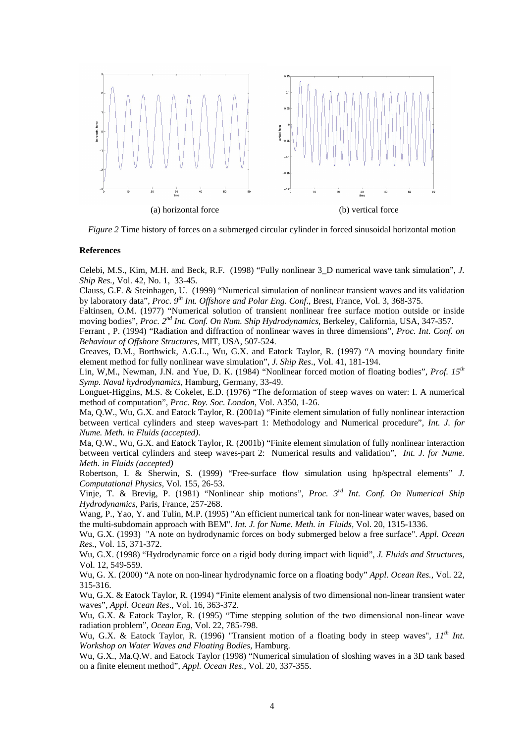horizontal force

time

vertical force

time

(a) horizontal force

(b) vertical force

*Figure 2* Time history of forces on a submerged circular cylinder in forced sinusoidal horizontal motion

**References**

Celebi, M.S., Kim, M.H. and Beck, R.F. (1998) "Fully nonlinear 3_D numerical wave tank simulation", *J. Ship Res.*, Vol. 42, No. 1, 33-45.

Clauss, G.F. & Steinhagen, U. (1999) "Numerical simulation of nonlinear transient waves and its validation by laboratory data", *Proc. 9th Int. Offshore and Polar Eng. Conf.*, Brest, France, Vol. 3, 368-375.

Faltinsen, O.M. (1977) "Numerical solution of transient nonlinear free surface motion outside or inside moving bodies", *Proc. 2nd Int. Conf. On Num. Ship Hydrodynamics*, Berkeley, California, USA, 347-357.

Ferrant , P. (1994) "Radiation and diffraction of nonlinear waves in three dimensions", *Proc. Int. Conf. on Behaviour of Offshore Structures*, MIT, USA, 507-524.

Greaves, D.M., Borthwick, A.G.L., Wu, G.X. and Eatock Taylor, R. (1997) "A moving boundary finite element method for fully nonlinear wave simulation", *J. Ship Res*., Vol. 41, 181-194.

Lin, W,M., Newman, J.N. and Yue, D. K. (1984) "Nonlinear forced motion of floating bodies", *Prof. 15th Symp. Naval hydrodynamics*, Hamburg, Germany, 33-49.

Longuet-Higgins, M.S. & Cokelet, E.D. (1976) "The deformation of steep waves on water: I. A numerical method of computation", *Proc. Roy. Soc. London*, Vol. A350, 1-26.

Ma, Q.W., Wu, G.X. and Eatock Taylor, R. (2001a) "Finite element simulation of fully nonlinear interaction between vertical cylinders and steep waves-part 1: Methodology and Numerical procedure", *Int. J. for Nume. Meth. in Fluids (accepted)*.

Ma, Q.W., Wu, G.X. and Eatock Taylor, R. (2001b) "Finite element simulation of fully nonlinear interaction between vertical cylinders and steep waves-part 2: Numerical results and validation", *Int. J. for Nume. Meth. in Fluids (accepted)*

Robertson, I. & Sherwin, S. (1999) "Free-surface flow simulation using hp/spectral elements" *J. Computational Physics*, Vol. 155, 26-53.

Vinje, T. & Brevig, P. (1981) "Nonlinear ship motions", *Proc. 3rd Int. Conf. On Numerical Ship Hydrodynamics*, Paris, France, 257-268.

Wang, P., Yao, Y. and Tulin, M.P. (1995) "An efficient numerical tank for non-linear water waves, based on the multi-subdomain approach with BEM". *Int. J. for Nume. Meth. in Fluids*, Vol. 20, 1315-1336.

Wu, G.X. (1993) "A note on hydrodynamic forces on body submerged below a free surface". *Appl. Ocean Res.*, Vol. 15, 371-372.

Wu, G.X. (1998) "Hydrodynamic force on a rigid body during impact with liquid", *J. Fluids and Structures*, Vol. 12, 549-559.

Wu, G. X. (2000) "A note on non-linear hydrodynamic force on a floating body" *Appl. Ocean Res.*, Vol. 22, 315-316.

Wu, G.X. & Eatock Taylor, R. (1994) "Finite element analysis of two dimensional non-linear transient water waves", *Appl. Ocean Res*., Vol. 16, 363-372.

Wu, G.X. & Eatock Taylor, R. (1995) "Time stepping solution of the two dimensional non-linear wave radiation problem", *Ocean Eng*, Vol. 22, 785-798.

Wu, G.X. & Eatock Taylor, R. (1996) "Transient motion of a floating body in steep waves", *11th Int. Workshop on Water Waves and Floating Bodies*, Hamburg.

Wu, G.X., Ma.Q.W. and Eatock Taylor (1998) "Numerical simulation of sloshing waves in a 3D tank based on a finite element method", *Appl. Ocean Res.*, Vol. 20, 337-355.